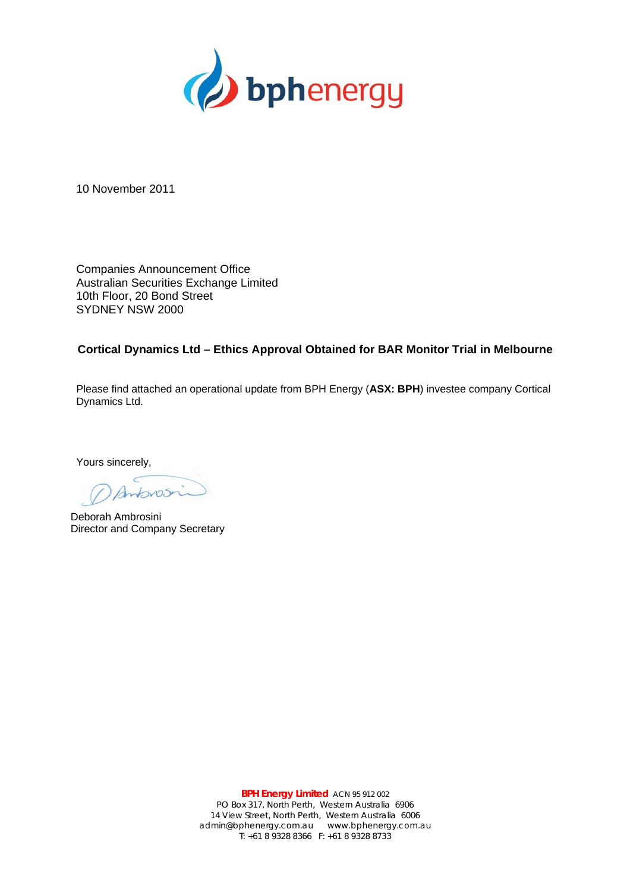10 November 2011

Companies Announcement Office
Australian Securities Exchange Limited
10th Floor, 20 Bond Street
SYDNEY NSW 2000

**Cortical Dynamics Ltd – Ethics Approval Obtained for BAR Monitor Trial in Melbourne**

Please find attached an operational update from BPH Energy (**ASX: BPH**) investee company Cortical Dynamics Ltd.

Yours sincerely,

Deborah Ambrosini
Director and Company Secretary

**BPH Energy Limited** ACN 95 912 002
PO Box 317, North Perth, Western Australia 6906
14 View Street, North Perth, Western Australia 6006
admin@bphenergy.com.au www.bphenergy.com.au
T: +61 8 9328 8366 F: +61 8 9328 8733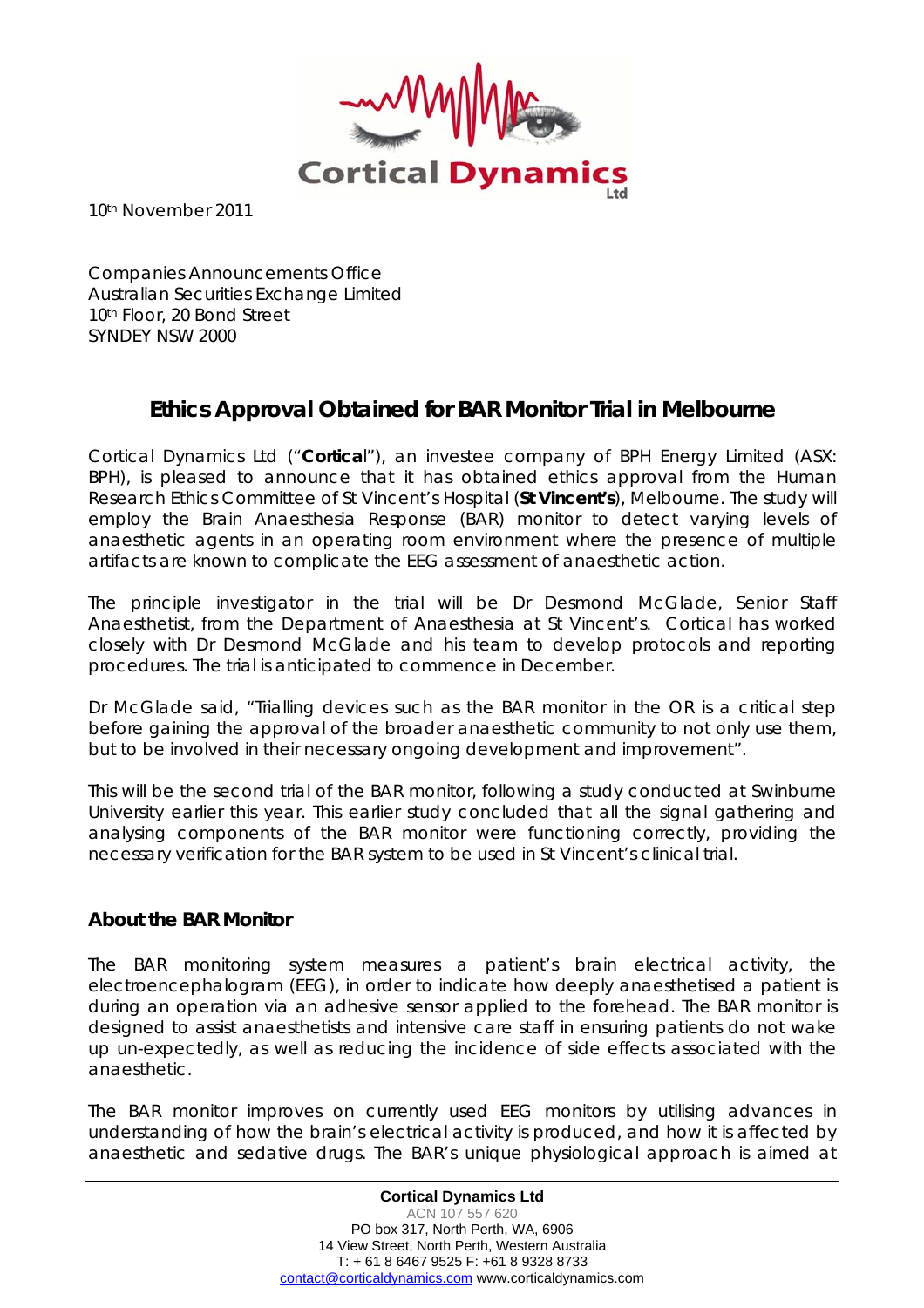10th November 2011

Companies Announcements Office
Australian Securities Exchange Limited
10th Floor, 20 Bond Street
SYNDEY NSW 2000

# Ethics Approval Obtained for BAR Monitor Trial in Melbourne

Cortical Dynamics Ltd ("**Cortical**"), an investee company of BPH Energy Limited (ASX: BPH), is pleased to announce that it has obtained ethics approval from the Human Research Ethics Committee of St Vincent's Hospital (**St Vincent's**), Melbourne. The study will employ the Brain Anaesthesia Response (BAR) monitor to detect varying levels of anaesthetic agents in an operating room environment where the presence of multiple artifacts are known to complicate the EEG assessment of anaesthetic action.

The principle investigator in the trial will be Dr Desmond McGlade, Senior Staff Anaesthetist, from the Department of Anaesthesia at St Vincent's. Cortical has worked closely with Dr Desmond McGlade and his team to develop protocols and reporting procedures. The trial is anticipated to commence in December.

Dr McGlade said, "Trialling devices such as the BAR monitor in the OR is a critical step before gaining the approval of the broader anaesthetic community to not only use them, but to be involved in their necessary ongoing development and improvement".

This will be the second trial of the BAR monitor, following a study conducted at Swinburne University earlier this year. This earlier study concluded that all the signal gathering and analysing components of the BAR monitor were functioning correctly, providing the necessary verification for the BAR system to be used in St Vincent's clinical trial.

## About the BAR Monitor

The BAR monitoring system measures a patient's brain electrical activity, the electroencephalogram (EEG), in order to indicate how deeply anaesthetised a patient is during an operation via an adhesive sensor applied to the forehead. The BAR monitor is designed to assist anaesthetists and intensive care staff in ensuring patients do not wake up un-expectedly, as well as reducing the incidence of side effects associated with the anaesthetic.

The BAR monitor improves on currently used EEG monitors by utilising advances in understanding of how the brain's electrical activity is produced, and how it is affected by anaesthetic and sedative drugs. The BAR's unique physiological approach is aimed at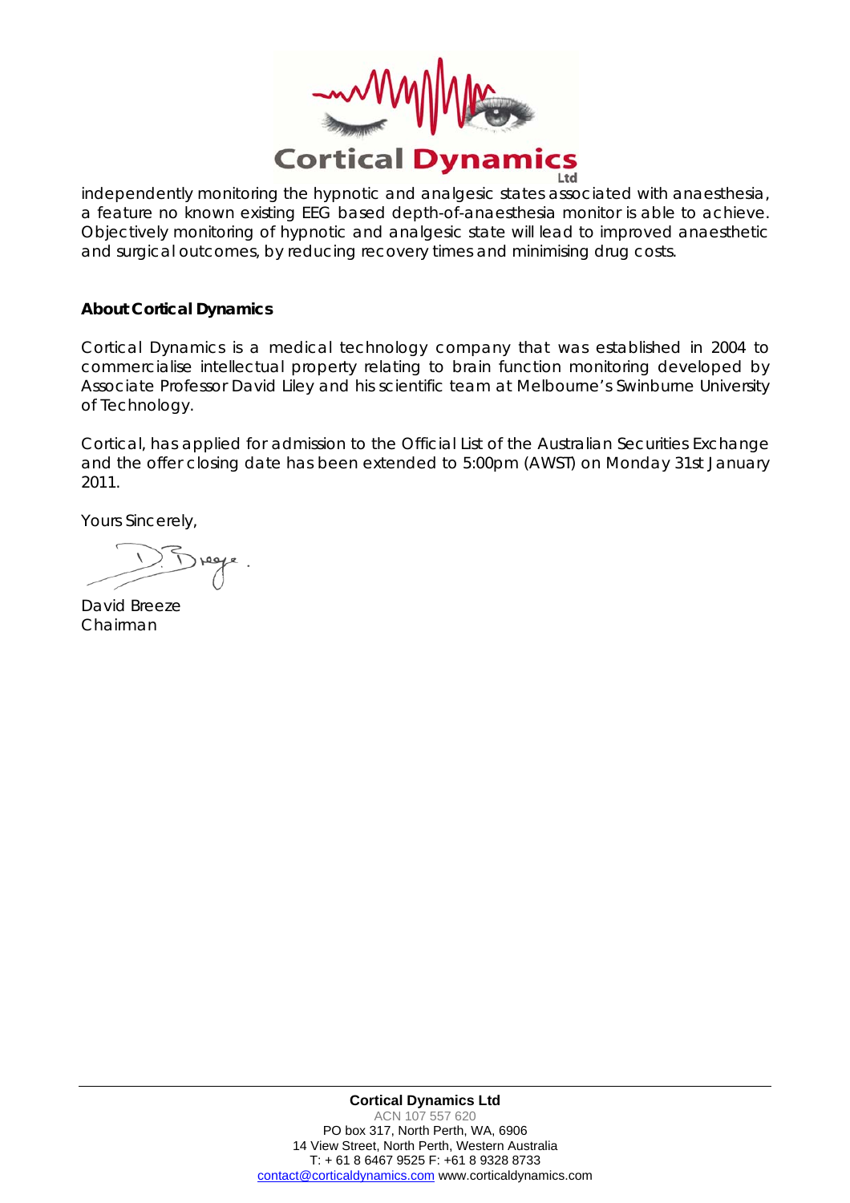independently monitoring the hypnotic and analgesic states associated with anaesthesia, a feature no known existing EEG based depth-of-anaesthesia monitor is able to achieve. Objectively monitoring of hypnotic and analgesic state will lead to improved anaesthetic and surgical outcomes, by reducing recovery times and minimising drug costs.

**About Cortical Dynamics**

Cortical Dynamics is a medical technology company that was established in 2004 to commercialise intellectual property relating to brain function monitoring developed by Associate Professor David Liley and his scientific team at Melbourne's Swinburne University of Technology.

Cortical, has applied for admission to the Official List of the Australian Securities Exchange and the offer closing date has been extended to 5:00pm (AWST) on Monday 31st January 2011.

Yours Sincerely,

David Breeze
Chairman

**Cortical Dynamics Ltd**
ACN 107 557 620
PO box 317, North Perth, WA, 6906
14 View Street, North Perth, Western Australia
T: + 61 8 6467 9525 F: +61 8 9328 8733
contact@corticaldynamics.com www.corticaldynamics.com